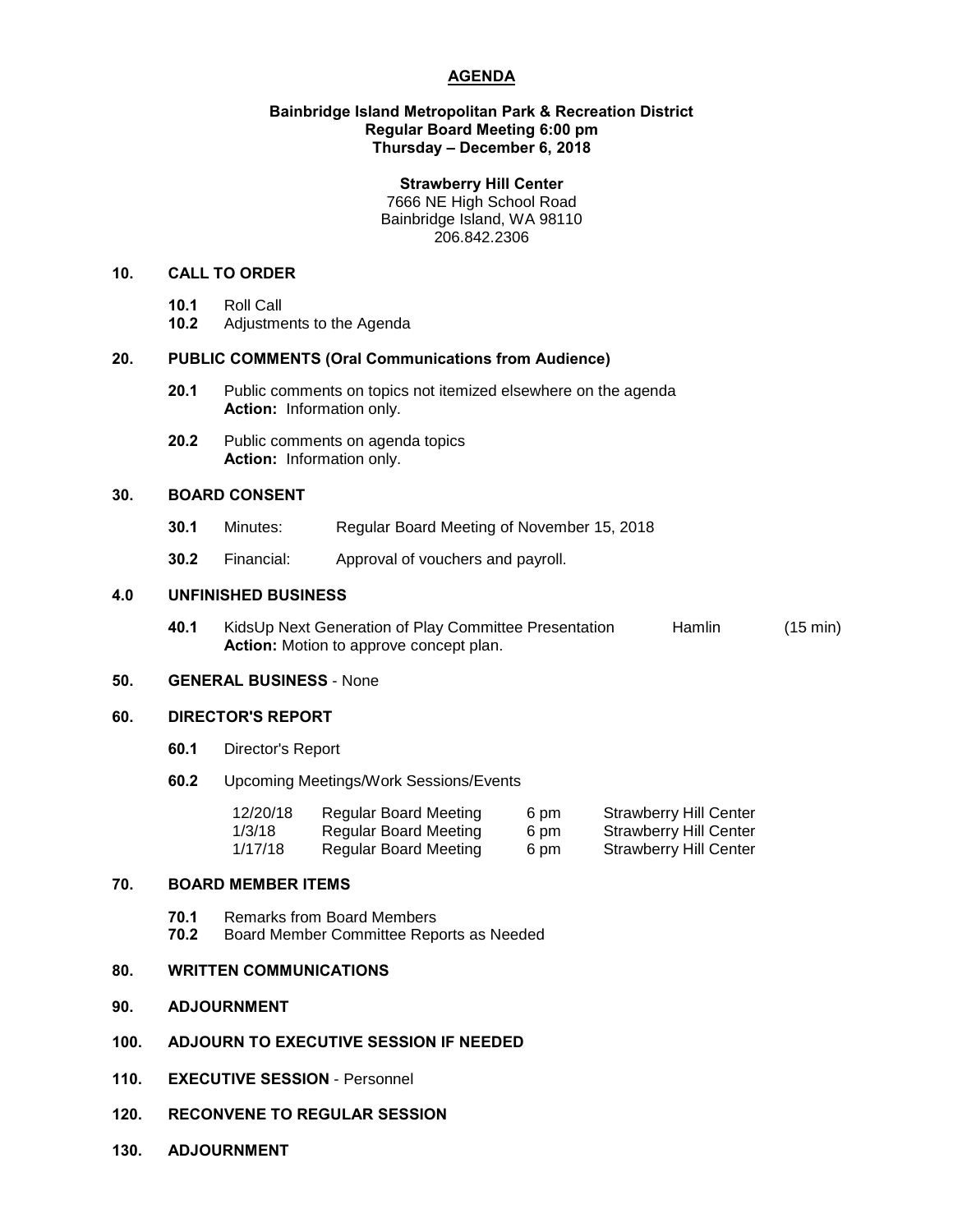# AGENDA

**Bainbridge Island Metropolitan Park & Recreation District**
**Regular Board Meeting 6:00 pm**
**Thursday – December 6, 2018**

**Strawberry Hill Center**
7666 NE High School Road
Bainbridge Island, WA 98110
206.842.2306

## 10. CALL TO ORDER

**10.1** Roll Call
**10.2** Adjustments to the Agenda

## 20. PUBLIC COMMENTS (Oral Communications from Audience)

**20.1** Public comments on topics not itemized elsewhere on the agenda
**Action:** Information only.

**20.2** Public comments on agenda topics
**Action:** Information only.

## 30. BOARD CONSENT

**30.1** Minutes: Regular Board Meeting of November 15, 2018

**30.2** Financial: Approval of vouchers and payroll.

## 4.0 UNFINISHED BUSINESS

**40.1** KidsUp Next Generation of Play Committee Presentation Hamlin (15 min)
**Action:** Motion to approve concept plan.

## 50. GENERAL BUSINESS - None

## 60. DIRECTOR'S REPORT

**60.1** Director's Report

**60.2** Upcoming Meetings/Work Sessions/Events

| | | | |
|---|---|---|---|
| 12/20/18 | Regular Board Meeting | 6 pm | Strawberry Hill Center |
| 1/3/18 | Regular Board Meeting | 6 pm | Strawberry Hill Center |
| 1/17/18 | Regular Board Meeting | 6 pm | Strawberry Hill Center |

## 70. BOARD MEMBER ITEMS

**70.1** Remarks from Board Members
**70.2** Board Member Committee Reports as Needed

## 80. WRITTEN COMMUNICATIONS

## 90. ADJOURNMENT

## 100. ADJOURN TO EXECUTIVE SESSION IF NEEDED

## 110. EXECUTIVE SESSION - Personnel

## 120. RECONVENE TO REGULAR SESSION

## 130. ADJOURNMENT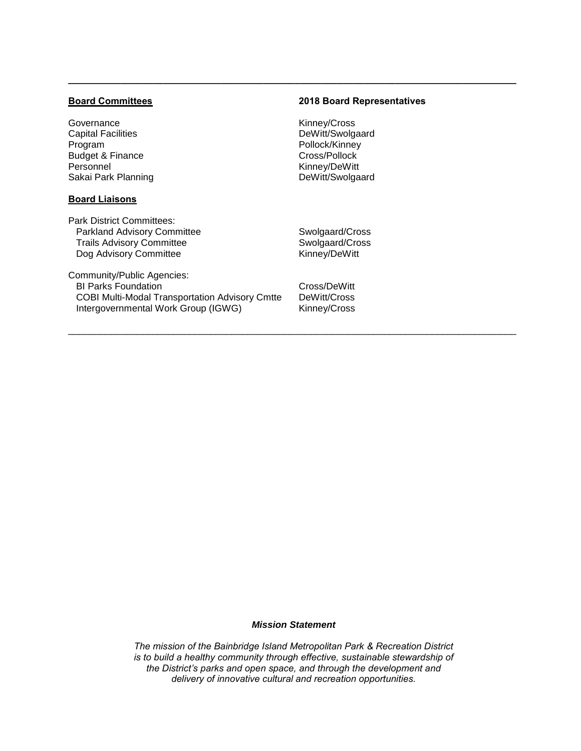| **Board Committees** | **2018 Board Representatives** |
|---|---|
| Governance | Kinney/Cross |
| Capital Facilities | DeWitt/Swolgaard |
| Program | Pollock/Kinney |
| Budget & Finance | Cross/Pollock |
| Personnel | Kinney/DeWitt |
| Sakai Park Planning | DeWitt/Swolgaard |

**Board Liaisons**

| | |
|---|---|
| Park District Committees: | |
| Parkland Advisory Committee | Swolgaard/Cross |
| Trails Advisory Committee | Swolgaard/Cross |
| Dog Advisory Committee | Kinney/DeWitt |
| Community/Public Agencies: | |
| BI Parks Foundation | Cross/DeWitt |
| COBI Multi-Modal Transportation Advisory Cmtte | DeWitt/Cross |
| Intergovernmental Work Group (IGWG) | Kinney/Cross |

***Mission Statement***

*The mission of the Bainbridge Island Metropolitan Park & Recreation District is to build a healthy community through effective, sustainable stewardship of the District's parks and open space, and through the development and delivery of innovative cultural and recreation opportunities.*